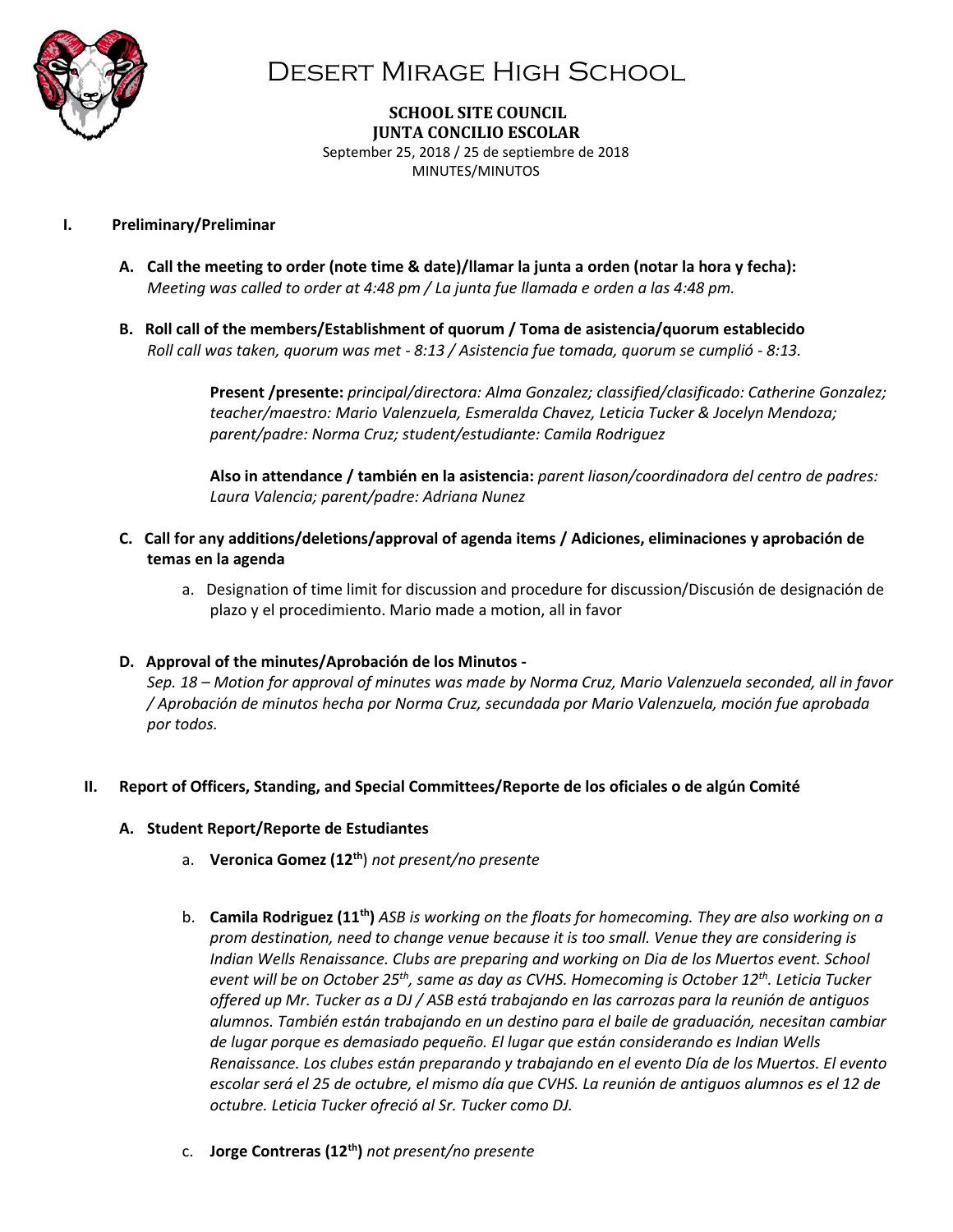# Desert Mirage High School

**SCHOOL SITE COUNCIL**
**JUNTA CONCILIO ESCOLAR**
September 25, 2018 / 25 de septiembre de 2018
MINUTES/MINUTOS

## I. Preliminary/Preliminar

**A. Call the meeting to order (note time & date)/llamar la junta a orden (notar la hora y fecha):**
*Meeting was called to order at 4:48 pm / La junta fue llamada e orden a las 4:48 pm.*

**B. Roll call of the members/Establishment of quorum / Toma de asistencia/quorum establecido**
*Roll call was taken, quorum was met - 8:13 / Asistencia fue tomada, quorum se cumplió - 8:13.*

**Present /presente:** *principal/directora: Alma Gonzalez; classified/clasificado: Catherine Gonzalez; teacher/maestro: Mario Valenzuela, Esmeralda Chavez, Leticia Tucker & Jocelyn Mendoza; parent/padre: Norma Cruz; student/estudiante: Camila Rodriguez*

**Also in attendance / también en la asistencia:** *parent liason/coordinadora del centro de padres: Laura Valencia; parent/padre: Adriana Nunez*

**C. Call for any additions/deletions/approval of agenda items / Adiciones, eliminaciones y aprobación de temas en la agenda**

a. Designation of time limit for discussion and procedure for discussion/Discusión de designación de plazo y el procedimiento. Mario made a motion, all in favor

**D. Approval of the minutes/Aprobación de los Minutos -**
*Sep. 18 – Motion for approval of minutes was made by Norma Cruz, Mario Valenzuela seconded, all in favor / Aprobación de minutos hecha por Norma Cruz, secundada por Mario Valenzuela, moción fue aprobada por todos.*

## II. Report of Officers, Standing, and Special Committees/Reporte de los oficiales o de algún Comité

**A. Student Report/Reporte de Estudiantes**

a. **Veronica Gomez (12th)** *not present/no presente*

b. **Camila Rodriguez (11th)** *ASB is working on the floats for homecoming. They are also working on a prom destination, need to change venue because it is too small. Venue they are considering is Indian Wells Renaissance. Clubs are preparing and working on Dia de los Muertos event. School event will be on October 25th, same as day as CVHS. Homecoming is October 12th. Leticia Tucker offered up Mr. Tucker as a DJ / ASB está trabajando en las carrozas para la reunión de antiguos alumnos. También están trabajando en un destino para el baile de graduación, necesitan cambiar de lugar porque es demasiado pequeño. El lugar que están considerando es Indian Wells Renaissance. Los clubes están preparando y trabajando en el evento Día de los Muertos. El evento escolar será el 25 de octubre, el mismo día que CVHS. La reunión de antiguos alumnos es el 12 de octubre. Leticia Tucker ofreció al Sr. Tucker como DJ.*

c. **Jorge Contreras (12th)** *not present/no presente*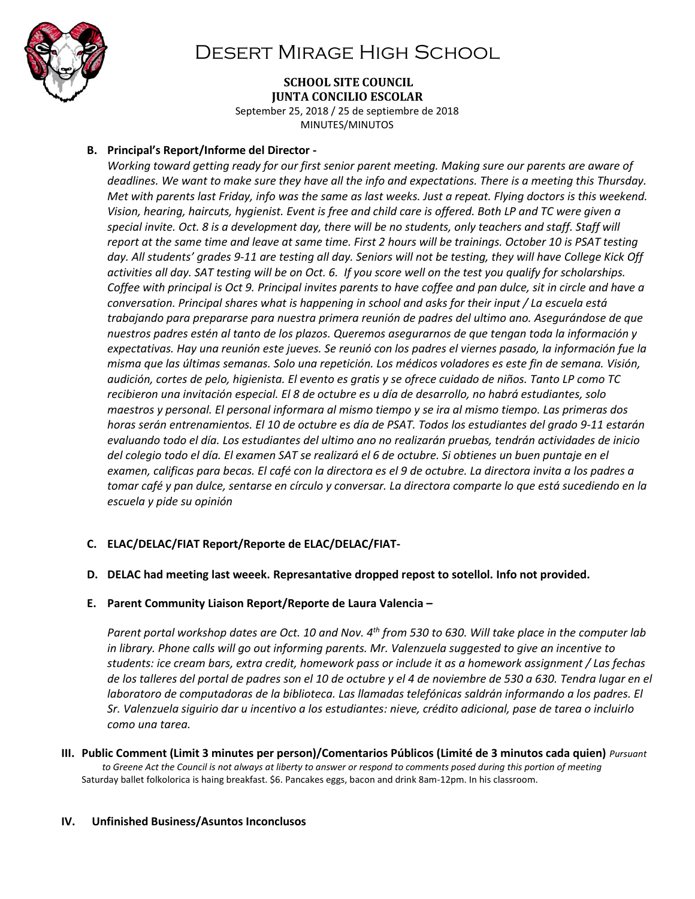# Desert Mirage High School

**SCHOOL SITE COUNCIL**
**JUNTA CONCILIO ESCOLAR**
September 25, 2018 / 25 de septiembre de 2018
MINUTES/MINUTOS

**B. Principal's Report/Informe del Director -**

*Working toward getting ready for our first senior parent meeting. Making sure our parents are aware of deadlines. We want to make sure they have all the info and expectations. There is a meeting this Thursday. Met with parents last Friday, info was the same as last weeks. Just a repeat. Flying doctors is this weekend. Vision, hearing, haircuts, hygienist. Event is free and child care is offered. Both LP and TC were given a special invite. Oct. 8 is a development day, there will be no students, only teachers and staff. Staff will report at the same time and leave at same time. First 2 hours will be trainings. October 10 is PSAT testing day. All students' grades 9-11 are testing all day. Seniors will not be testing, they will have College Kick Off activities all day. SAT testing will be on Oct. 6. If you score well on the test you qualify for scholarships. Coffee with principal is Oct 9. Principal invites parents to have coffee and pan dulce, sit in circle and have a conversation. Principal shares what is happening in school and asks for their input / La escuela está trabajando para prepararse para nuestra primera reunión de padres del ultimo ano. Asegurándose de que nuestros padres estén al tanto de los plazos. Queremos asegurarnos de que tengan toda la información y expectativas. Hay una reunión este jueves. Se reunió con los padres el viernes pasado, la información fue la misma que las últimas semanas. Solo una repetición. Los médicos voladores es este fin de semana. Visión, audición, cortes de pelo, higienista. El evento es gratis y se ofrece cuidado de niños. Tanto LP como TC recibieron una invitación especial. El 8 de octubre es u día de desarrollo, no habrá estudiantes, solo maestros y personal. El personal informara al mismo tiempo y se ira al mismo tiempo. Las primeras dos horas serán entrenamientos. El 10 de octubre es día de PSAT. Todos los estudiantes del grado 9-11 estarán evaluando todo el día. Los estudiantes del ultimo ano no realizarán pruebas, tendrán actividades de inicio del colegio todo el día. El examen SAT se realizará el 6 de octubre. Si obtienes un buen puntaje en el examen, calificas para becas. El café con la directora es el 9 de octubre. La directora invita a los padres a tomar café y pan dulce, sentarse en círculo y conversar. La directora comparte lo que está sucediendo en la escuela y pide su opinión*

**C. ELAC/DELAC/FIAT Report/Reporte de ELAC/DELAC/FIAT-**

**D. DELAC had meeting last weeek. Represantative dropped repost to sotellol. Info not provided.**

**E. Parent Community Liaison Report/Reporte de Laura Valencia –**

*Parent portal workshop dates are Oct. 10 and Nov. 4th from 530 to 630. Will take place in the computer lab in library. Phone calls will go out informing parents. Mr. Valenzuela suggested to give an incentive to students: ice cream bars, extra credit, homework pass or include it as a homework assignment / Las fechas de los talleres del portal de padres son el 10 de octubre y el 4 de noviembre de 530 a 630. Tendra lugar en el laboratoro de computadoras de la biblioteca. Las llamadas telefónicas saldrán informando a los padres. El Sr. Valenzuela siguirio dar u incentivo a los estudiantes: nieve, crédito adicional, pase de tarea o incluirlo como una tarea.*

**III. Public Comment (Limit 3 minutes per person)/Comentarios Públicos (Limité de 3 minutos cada quien)** *Pursuant to Greene Act the Council is not always at liberty to answer or respond to comments posed during this portion of meeting*

Saturday ballet folkolorica is haing breakfast. $6. Pancakes eggs, bacon and drink 8am-12pm. In his classroom.

**IV. Unfinished Business/Asuntos Inconclusos**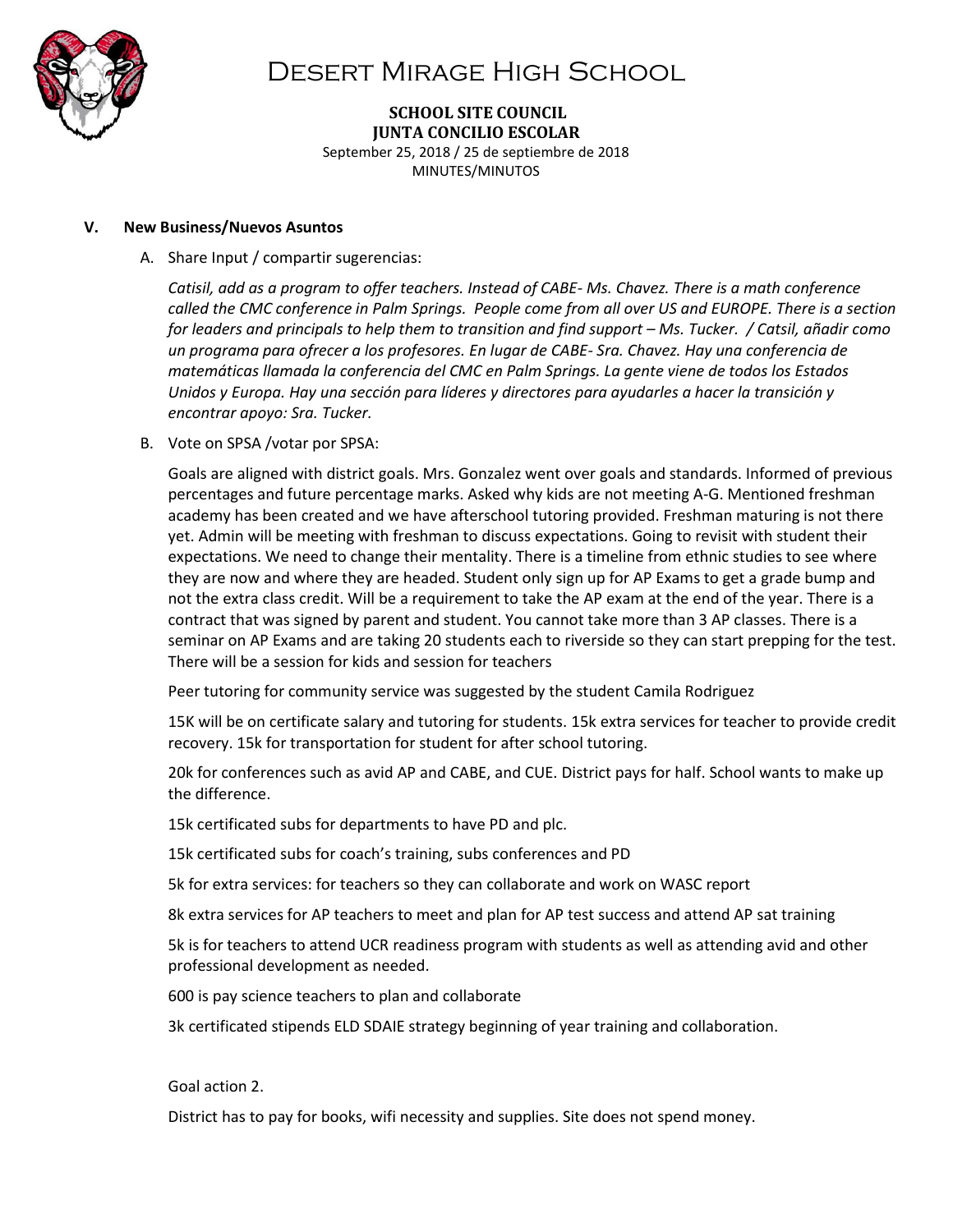# Desert Mirage High School

**SCHOOL SITE COUNCIL**
**JUNTA CONCILIO ESCOLAR**
September 25, 2018 / 25 de septiembre de 2018
MINUTES/MINUTOS

## V. New Business/Nuevos Asuntos

A. Share Input / compartir sugerencias:

*Catisil, add as a program to offer teachers. Instead of CABE- Ms. Chavez. There is a math conference called the CMC conference in Palm Springs. People come from all over US and EUROPE. There is a section for leaders and principals to help them to transition and find support – Ms. Tucker. / Catsil, añadir como un programa para ofrecer a los profesores. En lugar de CABE- Sra. Chavez. Hay una conferencia de matemáticas llamada la conferencia del CMC en Palm Springs. La gente viene de todos los Estados Unidos y Europa. Hay una sección para líderes y directores para ayudarles a hacer la transición y encontrar apoyo: Sra. Tucker.*

B. Vote on SPSA /votar por SPSA:

Goals are aligned with district goals. Mrs. Gonzalez went over goals and standards. Informed of previous percentages and future percentage marks. Asked why kids are not meeting A-G. Mentioned freshman academy has been created and we have afterschool tutoring provided. Freshman maturing is not there yet. Admin will be meeting with freshman to discuss expectations. Going to revisit with student their expectations. We need to change their mentality. There is a timeline from ethnic studies to see where they are now and where they are headed. Student only sign up for AP Exams to get a grade bump and not the extra class credit. Will be a requirement to take the AP exam at the end of the year. There is a contract that was signed by parent and student. You cannot take more than 3 AP classes. There is a seminar on AP Exams and are taking 20 students each to riverside so they can start prepping for the test. There will be a session for kids and session for teachers

Peer tutoring for community service was suggested by the student Camila Rodriguez

15K will be on certificate salary and tutoring for students. 15k extra services for teacher to provide credit recovery. 15k for transportation for student for after school tutoring.

20k for conferences such as avid AP and CABE, and CUE. District pays for half. School wants to make up the difference.

15k certificated subs for departments to have PD and plc.

15k certificated subs for coach's training, subs conferences and PD

5k for extra services: for teachers so they can collaborate and work on WASC report

8k extra services for AP teachers to meet and plan for AP test success and attend AP sat training

5k is for teachers to attend UCR readiness program with students as well as attending avid and other professional development as needed.

600 is pay science teachers to plan and collaborate

3k certificated stipends ELD SDAIE strategy beginning of year training and collaboration.

Goal action 2.

District has to pay for books, wifi necessity and supplies. Site does not spend money.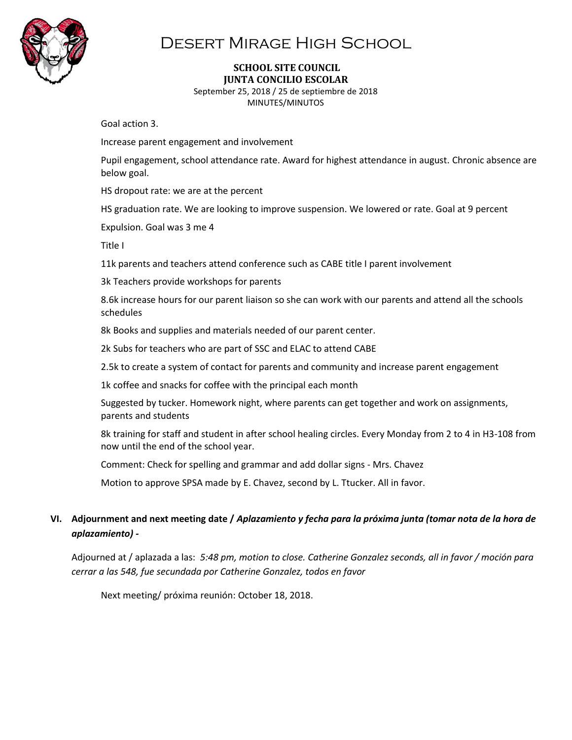# Desert Mirage High School

**SCHOOL SITE COUNCIL**
**JUNTA CONCILIO ESCOLAR**
September 25, 2018 / 25 de septiembre de 2018
MINUTES/MINUTOS

Goal action 3.

Increase parent engagement and involvement

Pupil engagement, school attendance rate. Award for highest attendance in august. Chronic absence are below goal.

HS dropout rate: we are at the percent

HS graduation rate. We are looking to improve suspension. We lowered or rate. Goal at 9 percent

Expulsion. Goal was 3 me 4

Title I

11k parents and teachers attend conference such as CABE title I parent involvement

3k Teachers provide workshops for parents

8.6k increase hours for our parent liaison so she can work with our parents and attend all the schools schedules

8k Books and supplies and materials needed of our parent center.

2k Subs for teachers who are part of SSC and ELAC to attend CABE

2.5k to create a system of contact for parents and community and increase parent engagement

1k coffee and snacks for coffee with the principal each month

Suggested by tucker. Homework night, where parents can get together and work on assignments, parents and students

8k training for staff and student in after school healing circles. Every Monday from 2 to 4 in H3-108 from now until the end of the school year.

Comment: Check for spelling and grammar and add dollar signs - Mrs. Chavez

Motion to approve SPSA made by E. Chavez, second by L. Ttucker. All in favor.

## VI. Adjournment and next meeting date / *Aplazamiento y fecha para la próxima junta (tomar nota de la hora de aplazamiento) -*

Adjourned at / aplazada a las: *5:48 pm, motion to close. Catherine Gonzalez seconds, all in favor / moción para cerrar a las 548, fue secundada por Catherine Gonzalez, todos en favor*

Next meeting/ próxima reunión: October 18, 2018.